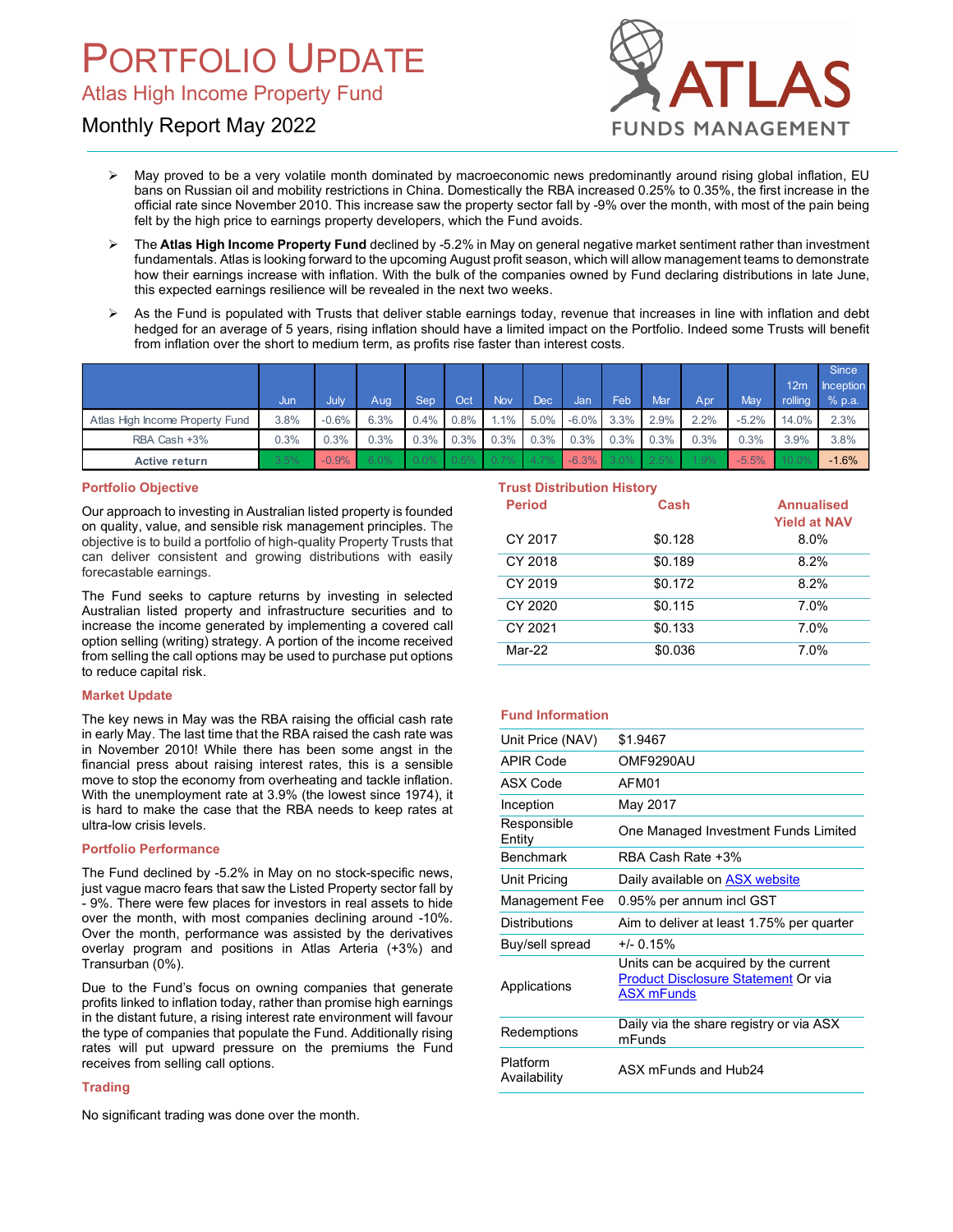# PORTFOLIO UPDATE

## Atlas High Income Property Fund

### Monthly Report May 2022

- May proved to be a very volatile month dominated by macroeconomic news predominantly around rising global inflation, EU bans on Russian oil and mobility restrictions in China. Domestically the RBA increased 0.25% to 0.35%, the first increase in the official rate since November 2010. This increase saw the property sector fall by -9% over the month, with most of the pain being felt by the high price to earnings property developers, which the Fund avoids.
- The **Atlas High Income Property Fund** declined by -5.2% in May on general negative market sentiment rather than investment fundamentals. Atlas is looking forward to the upcoming August profit season, which will allow management teams to demonstrate how their earnings increase with inflation. With the bulk of the companies owned by Fund declaring distributions in late June, this expected earnings resilience will be revealed in the next two weeks.
- As the Fund is populated with Trusts that deliver stable earnings today, revenue that increases in line with inflation and debt hedged for an average of 5 years, rising inflation should have a limited impact on the Portfolio. Indeed some Trusts will benefit from inflation over the short to medium term, as profits rise faster than interest costs.

| | Jun | July | Aug | Sep | Oct | Nov | Dec | Jan | Feb | Mar | Apr | May | 12m rolling | Since Inception % p.a. |
|---|---|---|---|---|---|---|---|---|---|---|---|---|---|---|
| Atlas High Income Property Fund | 3.8% | -0.6% | 6.3% | 0.4% | 0.8% | 1.1% | 5.0% | -6.0% | 3.3% | 2.9% | 2.2% | -5.2% | 14.0% | 2.3% |
| RBA Cash +3% | 0.3% | 0.3% | 0.3% | 0.3% | 0.3% | 0.3% | 0.3% | 0.3% | 0.3% | 0.3% | 0.3% | 0.3% | 3.9% | 3.8% |
| Active return | 3.5% | -0.9% | 6.0% | 0.0% | 0.5% | 0.7% | 4.7% | -6.3% | 3.0% | 2.5% | 1.9% | -5.5% | 10.0% | -1.6% |

### Portfolio Objective

Our approach to investing in Australian listed property is founded on quality, value, and sensible risk management principles. The objective is to build a portfolio of high-quality Property Trusts that can deliver consistent and growing distributions with easily forecastable earnings.

The Fund seeks to capture returns by investing in selected Australian listed property and infrastructure securities and to increase the income generated by implementing a covered call option selling (writing) strategy. A portion of the income received from selling the call options may be used to purchase put options to reduce capital risk.

### Market Update

The key news in May was the RBA raising the official cash rate in early May. The last time that the RBA raised the cash rate was in November 2010! While there has been some angst in the financial press about raising interest rates, this is a sensible move to stop the economy from overheating and tackle inflation. With the unemployment rate at 3.9% (the lowest since 1974), it is hard to make the case that the RBA needs to keep rates at ultra-low crisis levels.

### Portfolio Performance

The Fund declined by -5.2% in May on no stock-specific news, just vague macro fears that saw the Listed Property sector fall by - 9%. There were few places for investors in real assets to hide over the month, with most companies declining around -10%. Over the month, performance was assisted by the derivatives overlay program and positions in Atlas Arteria (+3%) and Transurban (0%).

Due to the Fund's focus on owning companies that generate profits linked to inflation today, rather than promise high earnings in the distant future, a rising interest rate environment will favour the type of companies that populate the Fund. Additionally rising rates will put upward pressure on the premiums the Fund receives from selling call options.

### Trading

No significant trading was done over the month.

### Trust Distribution History

| Period | Cash | Annualised Yield at NAV |
|---|---|---|
| CY 2017 | $0.128 | 8.0% |
| CY 2018 | $0.189 | 8.2% |
| CY 2019 | $0.172 | 8.2% |
| CY 2020 | $0.115 | 7.0% |
| CY 2021 | $0.133 | 7.0% |
| Mar-22 | $0.036 | 7.0% |

### Fund Information

| | |
|---|---|
| Unit Price (NAV) | $1.9467 |
| APIR Code | OMF9290AU |
| ASX Code | AFM01 |
| Inception | May 2017 |
| Responsible Entity | One Managed Investment Funds Limited |
| Benchmark | RBA Cash Rate +3% |
| Unit Pricing | Daily available on ASX website |
| Management Fee | 0.95% per annum incl GST |
| Distributions | Aim to deliver at least 1.75% per quarter |
| Buy/sell spread | +/- 0.15% |
| Applications | Units can be acquired by the current Product Disclosure Statement Or via ASX mFunds |
| Redemptions | Daily via the share registry or via ASX mFunds |
| Platform Availability | ASX mFunds and Hub24 |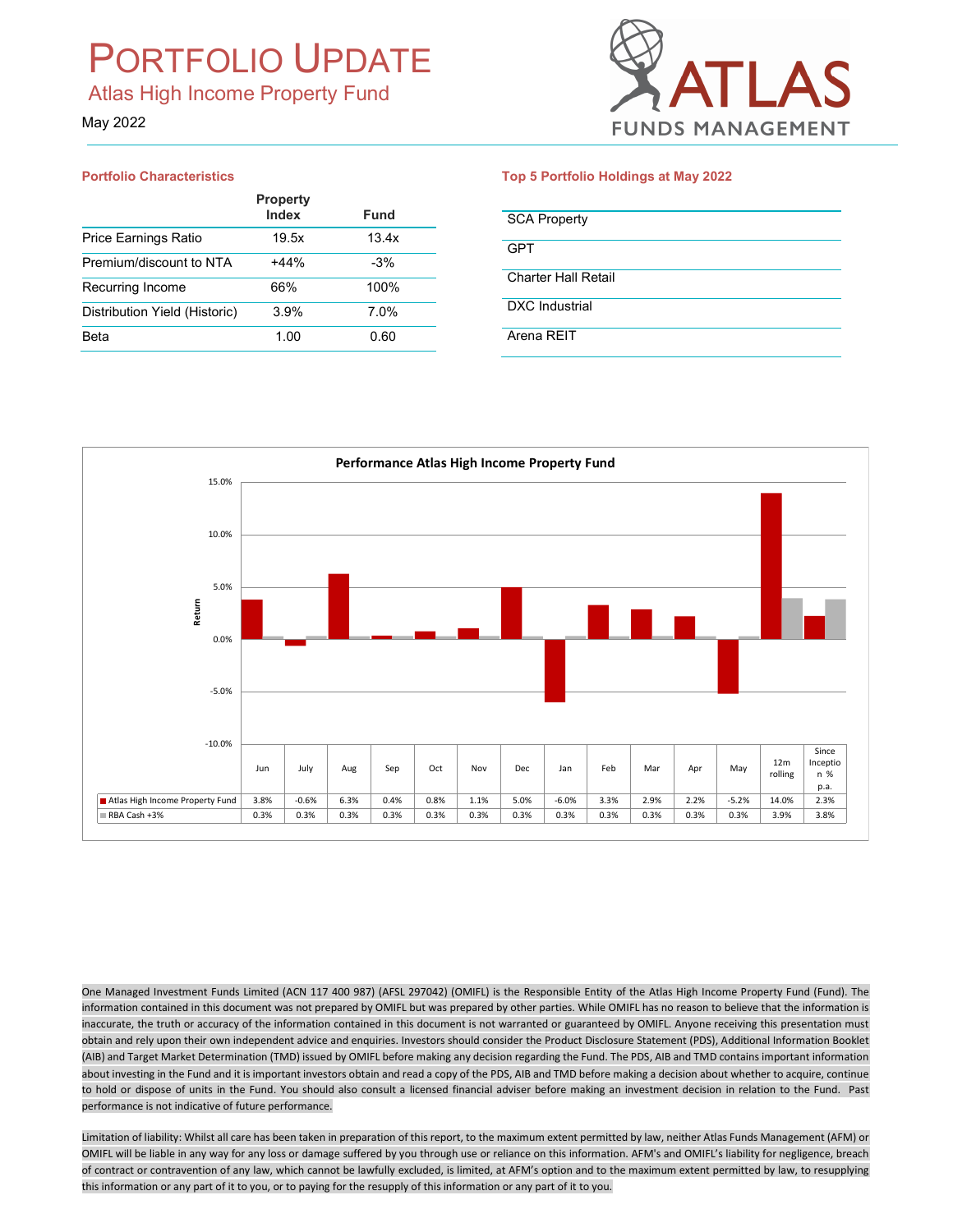# PORTFOLIO UPDATE

## Atlas High Income Property Fund

May 2022

ATLAS FUNDS MANAGEMENT

### Portfolio Characteristics

| | Property Index | Fund |
|---|---|---|
| Price Earnings Ratio | 19.5x | 13.4x |
| Premium/discount to NTA | +44% | -3% |
| Recurring Income | 66% | 100% |
| Distribution Yield (Historic) | 3.9% | 7.0% |
| Beta | 1.00 | 0.60 |

### Top 5 Portfolio Holdings at May 2022

| |
|---|
| SCA Property |
| GPT |
| Charter Hall Retail |
| DXC Industrial |
| Arena REIT |

Performance Atlas High Income Property Fund

Return

15.0%
10.0%
5.0%
0.0%
-5.0%
-10.0%

Jun July Aug Sep Oct Nov Dec Jan Feb Mar Apr May 12m rolling Since Inception % p.a.

Atlas High Income Property Fund: 3.8% -0.6% 6.3% 0.4% 0.8% 1.1% 5.0% -6.0% 3.3% 2.9% 2.2% -5.2% 14.0% 2.3%

RBA Cash +3%: 0.3% 0.3% 0.3% 0.3% 0.3% 0.3% 0.3% 0.3% 0.3% 0.3% 0.3% 0.3% 3.9% 3.8%

One Managed Investment Funds Limited (ACN 117 400 987) (AFSL 297042) (OMIFL) is the Responsible Entity of the Atlas High Income Property Fund (Fund). The information contained in this document was not prepared by OMIFL but was prepared by other parties. While OMIFL has no reason to believe that the information is inaccurate, the truth or accuracy of the information contained in this document is not warranted or guaranteed by OMIFL. Anyone receiving this presentation must obtain and rely upon their own independent advice and enquiries. Investors should consider the Product Disclosure Statement (PDS), Additional Information Booklet (AIB) and Target Market Determination (TMD) issued by OMIFL before making any decision regarding the Fund. The PDS, AIB and TMD contains important information about investing in the Fund and it is important investors obtain and read a copy of the PDS, AIB and TMD before making a decision about whether to acquire, continue to hold or dispose of units in the Fund. You should also consult a licensed financial adviser before making an investment decision in relation to the Fund. Past performance is not indicative of future performance.

Limitation of liability: Whilst all care has been taken in preparation of this report, to the maximum extent permitted by law, neither Atlas Funds Management (AFM) or OMIFL will be liable in any way for any loss or damage suffered by you through use or reliance on this information. AFM's and OMIFL's liability for negligence, breach of contract or contravention of any law, which cannot be lawfully excluded, is limited, at AFM's option and to the maximum extent permitted by law, to resupplying this information or any part of it to you, or to paying for the resupply of this information or any part of it to you.